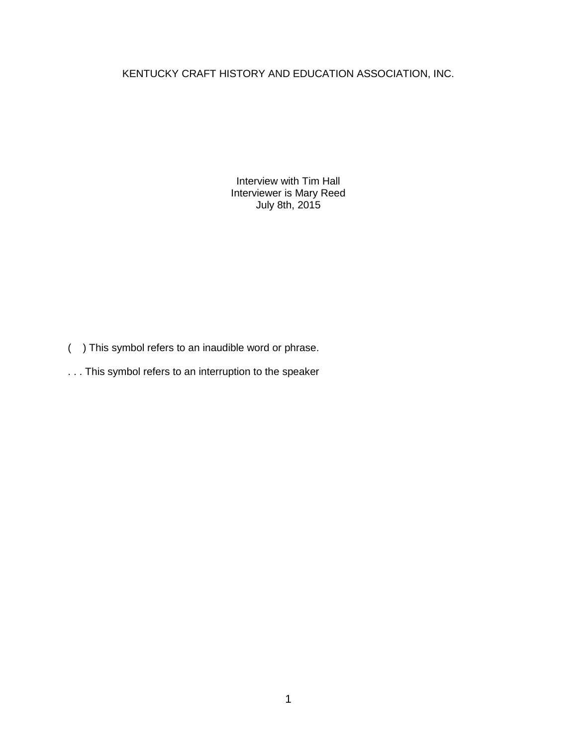# KENTUCKY CRAFT HISTORY AND EDUCATION ASSOCIATION, INC.

Interview with Tim Hall
Interviewer is Mary Reed
July 8th, 2015

(    ) This symbol refers to an inaudible word or phrase.

. . . This symbol refers to an interruption to the speaker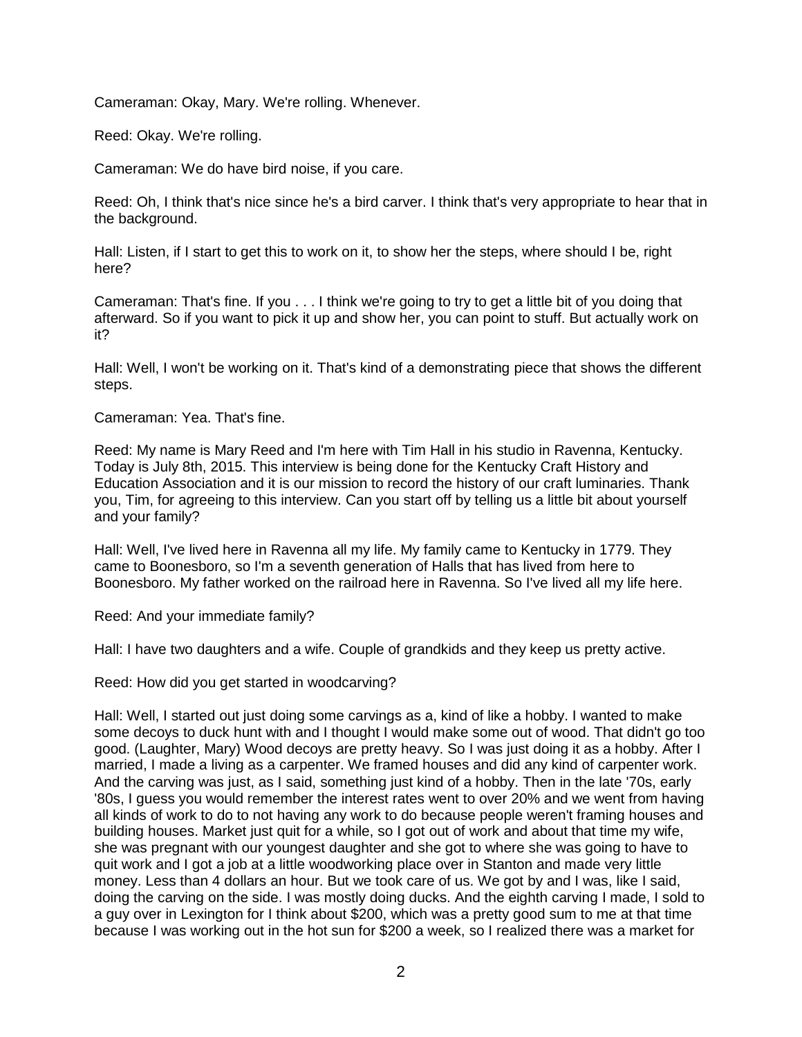Cameraman: Okay, Mary. We're rolling. Whenever.

Reed: Okay. We're rolling.

Cameraman: We do have bird noise, if you care.

Reed: Oh, I think that's nice since he's a bird carver. I think that's very appropriate to hear that in the background.

Hall: Listen, if I start to get this to work on it, to show her the steps, where should I be, right here?

Cameraman: That's fine. If you . . . I think we're going to try to get a little bit of you doing that afterward. So if you want to pick it up and show her, you can point to stuff. But actually work on it?

Hall: Well, I won't be working on it. That's kind of a demonstrating piece that shows the different steps.

Cameraman: Yea. That's fine.

Reed: My name is Mary Reed and I'm here with Tim Hall in his studio in Ravenna, Kentucky. Today is July 8th, 2015. This interview is being done for the Kentucky Craft History and Education Association and it is our mission to record the history of our craft luminaries. Thank you, Tim, for agreeing to this interview. Can you start off by telling us a little bit about yourself and your family?

Hall: Well, I've lived here in Ravenna all my life. My family came to Kentucky in 1779. They came to Boonesboro, so I'm a seventh generation of Halls that has lived from here to Boonesboro. My father worked on the railroad here in Ravenna. So I've lived all my life here.

Reed: And your immediate family?

Hall: I have two daughters and a wife. Couple of grandkids and they keep us pretty active.

Reed: How did you get started in woodcarving?

Hall: Well, I started out just doing some carvings as a, kind of like a hobby. I wanted to make some decoys to duck hunt with and I thought I would make some out of wood. That didn't go too good. (Laughter, Mary) Wood decoys are pretty heavy. So I was just doing it as a hobby. After I married, I made a living as a carpenter. We framed houses and did any kind of carpenter work. And the carving was just, as I said, something just kind of a hobby. Then in the late '70s, early '80s, I guess you would remember the interest rates went to over 20% and we went from having all kinds of work to do to not having any work to do because people weren't framing houses and building houses. Market just quit for a while, so I got out of work and about that time my wife, she was pregnant with our youngest daughter and she got to where she was going to have to quit work and I got a job at a little woodworking place over in Stanton and made very little money. Less than 4 dollars an hour. But we took care of us. We got by and I was, like I said, doing the carving on the side. I was mostly doing ducks. And the eighth carving I made, I sold to a guy over in Lexington for I think about $200, which was a pretty good sum to me at that time because I was working out in the hot sun for $200 a week, so I realized there was a market for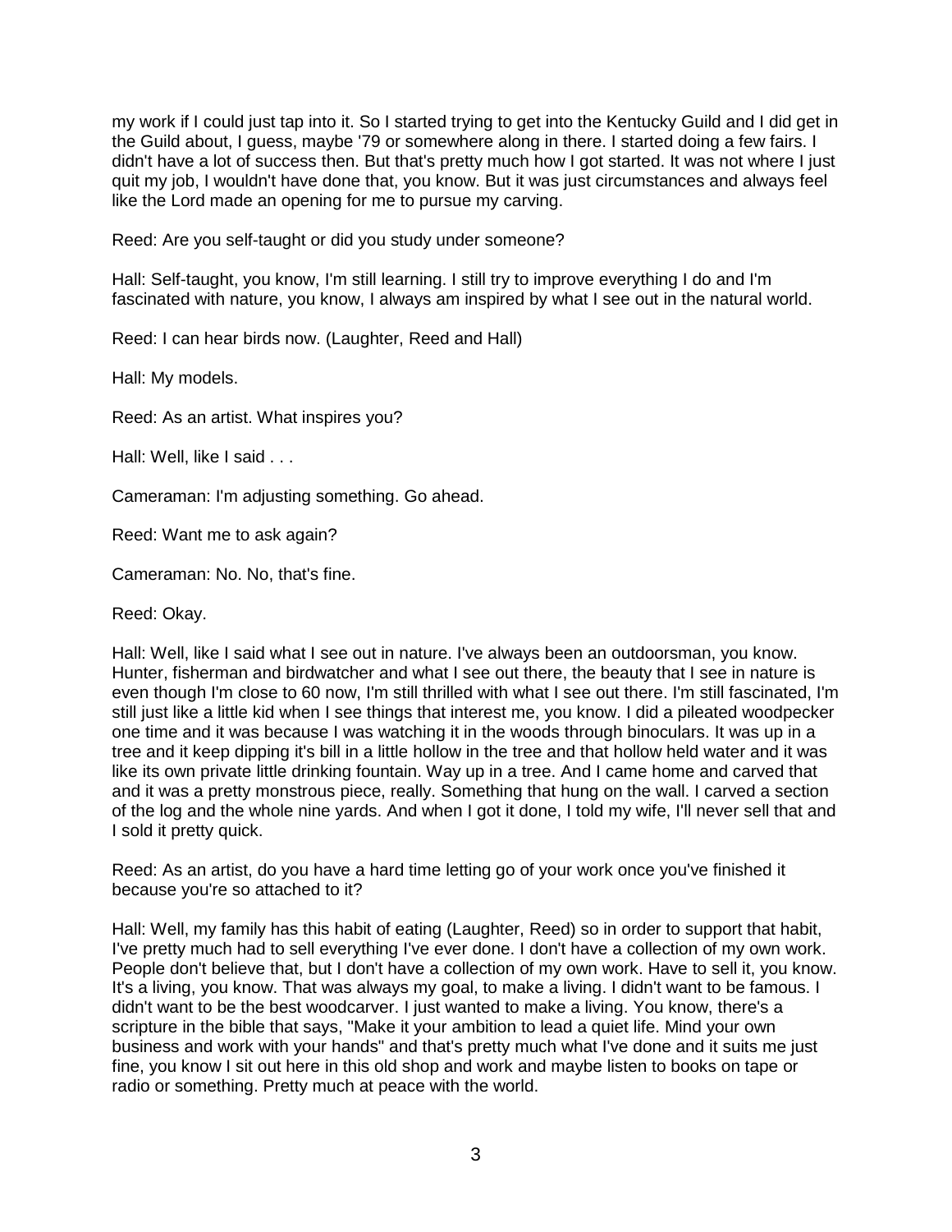my work if I could just tap into it. So I started trying to get into the Kentucky Guild and I did get in the Guild about, I guess, maybe '79 or somewhere along in there. I started doing a few fairs. I didn't have a lot of success then. But that's pretty much how I got started. It was not where I just quit my job, I wouldn't have done that, you know. But it was just circumstances and always feel like the Lord made an opening for me to pursue my carving.

Reed: Are you self-taught or did you study under someone?

Hall: Self-taught, you know, I'm still learning. I still try to improve everything I do and I'm fascinated with nature, you know, I always am inspired by what I see out in the natural world.

Reed: I can hear birds now. (Laughter, Reed and Hall)

Hall: My models.

Reed: As an artist. What inspires you?

Hall: Well, like I said . . .

Cameraman: I'm adjusting something. Go ahead.

Reed: Want me to ask again?

Cameraman: No. No, that's fine.

Reed: Okay.

Hall: Well, like I said what I see out in nature. I've always been an outdoorsman, you know. Hunter, fisherman and birdwatcher and what I see out there, the beauty that I see in nature is even though I'm close to 60 now, I'm still thrilled with what I see out there. I'm still fascinated, I'm still just like a little kid when I see things that interest me, you know. I did a pileated woodpecker one time and it was because I was watching it in the woods through binoculars. It was up in a tree and it keep dipping it's bill in a little hollow in the tree and that hollow held water and it was like its own private little drinking fountain. Way up in a tree. And I came home and carved that and it was a pretty monstrous piece, really. Something that hung on the wall. I carved a section of the log and the whole nine yards. And when I got it done, I told my wife, I'll never sell that and I sold it pretty quick.

Reed: As an artist, do you have a hard time letting go of your work once you've finished it because you're so attached to it?

Hall: Well, my family has this habit of eating (Laughter, Reed) so in order to support that habit, I've pretty much had to sell everything I've ever done. I don't have a collection of my own work. People don't believe that, but I don't have a collection of my own work. Have to sell it, you know. It's a living, you know. That was always my goal, to make a living. I didn't want to be famous. I didn't want to be the best woodcarver. I just wanted to make a living. You know, there's a scripture in the bible that says, "Make it your ambition to lead a quiet life. Mind your own business and work with your hands" and that's pretty much what I've done and it suits me just fine, you know I sit out here in this old shop and work and maybe listen to books on tape or radio or something. Pretty much at peace with the world.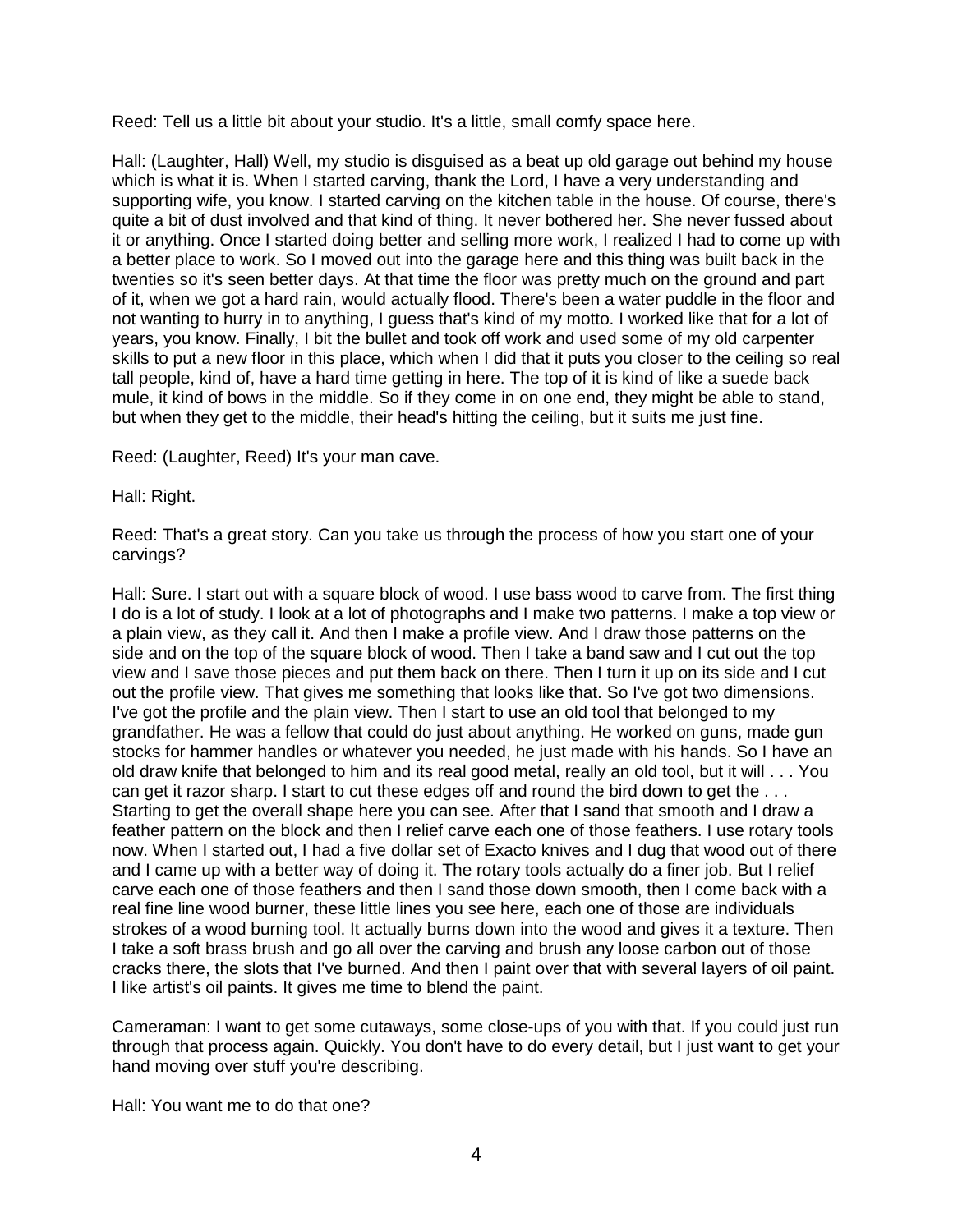Reed: Tell us a little bit about your studio. It's a little, small comfy space here.

Hall: (Laughter, Hall) Well, my studio is disguised as a beat up old garage out behind my house which is what it is. When I started carving, thank the Lord, I have a very understanding and supporting wife, you know. I started carving on the kitchen table in the house. Of course, there's quite a bit of dust involved and that kind of thing. It never bothered her. She never fussed about it or anything. Once I started doing better and selling more work, I realized I had to come up with a better place to work. So I moved out into the garage here and this thing was built back in the twenties so it's seen better days. At that time the floor was pretty much on the ground and part of it, when we got a hard rain, would actually flood. There's been a water puddle in the floor and not wanting to hurry in to anything, I guess that's kind of my motto. I worked like that for a lot of years, you know. Finally, I bit the bullet and took off work and used some of my old carpenter skills to put a new floor in this place, which when I did that it puts you closer to the ceiling so real tall people, kind of, have a hard time getting in here. The top of it is kind of like a suede back mule, it kind of bows in the middle. So if they come in on one end, they might be able to stand, but when they get to the middle, their head's hitting the ceiling, but it suits me just fine.

Reed: (Laughter, Reed) It's your man cave.

Hall: Right.

Reed: That's a great story. Can you take us through the process of how you start one of your carvings?

Hall: Sure. I start out with a square block of wood. I use bass wood to carve from. The first thing I do is a lot of study. I look at a lot of photographs and I make two patterns. I make a top view or a plain view, as they call it. And then I make a profile view. And I draw those patterns on the side and on the top of the square block of wood. Then I take a band saw and I cut out the top view and I save those pieces and put them back on there. Then I turn it up on its side and I cut out the profile view. That gives me something that looks like that. So I've got two dimensions. I've got the profile and the plain view. Then I start to use an old tool that belonged to my grandfather. He was a fellow that could do just about anything. He worked on guns, made gun stocks for hammer handles or whatever you needed, he just made with his hands. So I have an old draw knife that belonged to him and its real good metal, really an old tool, but it will . . . You can get it razor sharp. I start to cut these edges off and round the bird down to get the . . . Starting to get the overall shape here you can see. After that I sand that smooth and I draw a feather pattern on the block and then I relief carve each one of those feathers. I use rotary tools now. When I started out, I had a five dollar set of Exacto knives and I dug that wood out of there and I came up with a better way of doing it. The rotary tools actually do a finer job. But I relief carve each one of those feathers and then I sand those down smooth, then I come back with a real fine line wood burner, these little lines you see here, each one of those are individuals strokes of a wood burning tool. It actually burns down into the wood and gives it a texture. Then I take a soft brass brush and go all over the carving and brush any loose carbon out of those cracks there, the slots that I've burned. And then I paint over that with several layers of oil paint. I like artist's oil paints. It gives me time to blend the paint.

Cameraman: I want to get some cutaways, some close-ups of you with that. If you could just run through that process again. Quickly. You don't have to do every detail, but I just want to get your hand moving over stuff you're describing.

Hall: You want me to do that one?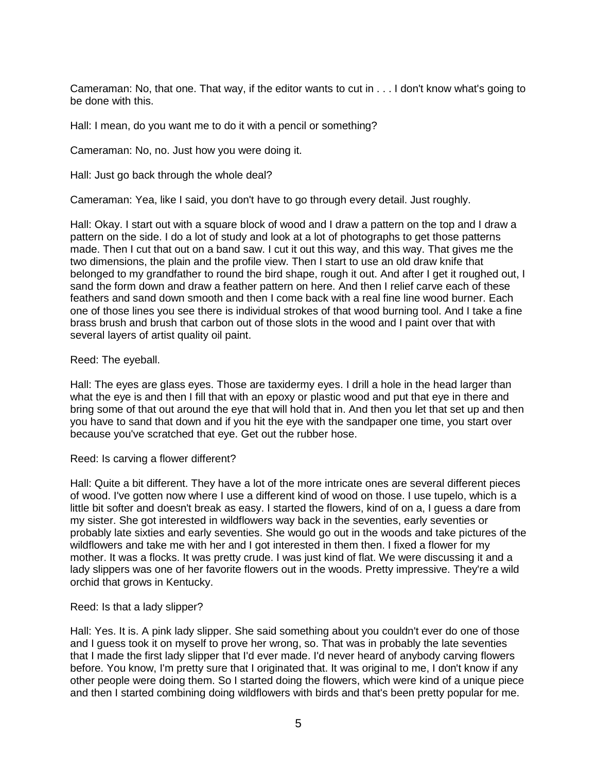Cameraman: No, that one. That way, if the editor wants to cut in . . . I don't know what's going to be done with this.

Hall: I mean, do you want me to do it with a pencil or something?

Cameraman: No, no. Just how you were doing it.

Hall: Just go back through the whole deal?

Cameraman: Yea, like I said, you don't have to go through every detail. Just roughly.

Hall: Okay. I start out with a square block of wood and I draw a pattern on the top and I draw a pattern on the side. I do a lot of study and look at a lot of photographs to get those patterns made. Then I cut that out on a band saw. I cut it out this way, and this way. That gives me the two dimensions, the plain and the profile view. Then I start to use an old draw knife that belonged to my grandfather to round the bird shape, rough it out. And after I get it roughed out, I sand the form down and draw a feather pattern on here. And then I relief carve each of these feathers and sand down smooth and then I come back with a real fine line wood burner. Each one of those lines you see there is individual strokes of that wood burning tool. And I take a fine brass brush and brush that carbon out of those slots in the wood and I paint over that with several layers of artist quality oil paint.

Reed: The eyeball.

Hall: The eyes are glass eyes. Those are taxidermy eyes. I drill a hole in the head larger than what the eye is and then I fill that with an epoxy or plastic wood and put that eye in there and bring some of that out around the eye that will hold that in. And then you let that set up and then you have to sand that down and if you hit the eye with the sandpaper one time, you start over because you've scratched that eye. Get out the rubber hose.

Reed: Is carving a flower different?

Hall: Quite a bit different. They have a lot of the more intricate ones are several different pieces of wood. I've gotten now where I use a different kind of wood on those. I use tupelo, which is a little bit softer and doesn't break as easy. I started the flowers, kind of on a, I guess a dare from my sister. She got interested in wildflowers way back in the seventies, early seventies or probably late sixties and early seventies. She would go out in the woods and take pictures of the wildflowers and take me with her and I got interested in them then. I fixed a flower for my mother. It was a flocks. It was pretty crude. I was just kind of flat. We were discussing it and a lady slippers was one of her favorite flowers out in the woods. Pretty impressive. They're a wild orchid that grows in Kentucky.

Reed: Is that a lady slipper?

Hall: Yes. It is. A pink lady slipper. She said something about you couldn't ever do one of those and I guess took it on myself to prove her wrong, so. That was in probably the late seventies that I made the first lady slipper that I'd ever made. I'd never heard of anybody carving flowers before. You know, I'm pretty sure that I originated that. It was original to me, I don't know if any other people were doing them. So I started doing the flowers, which were kind of a unique piece and then I started combining doing wildflowers with birds and that's been pretty popular for me.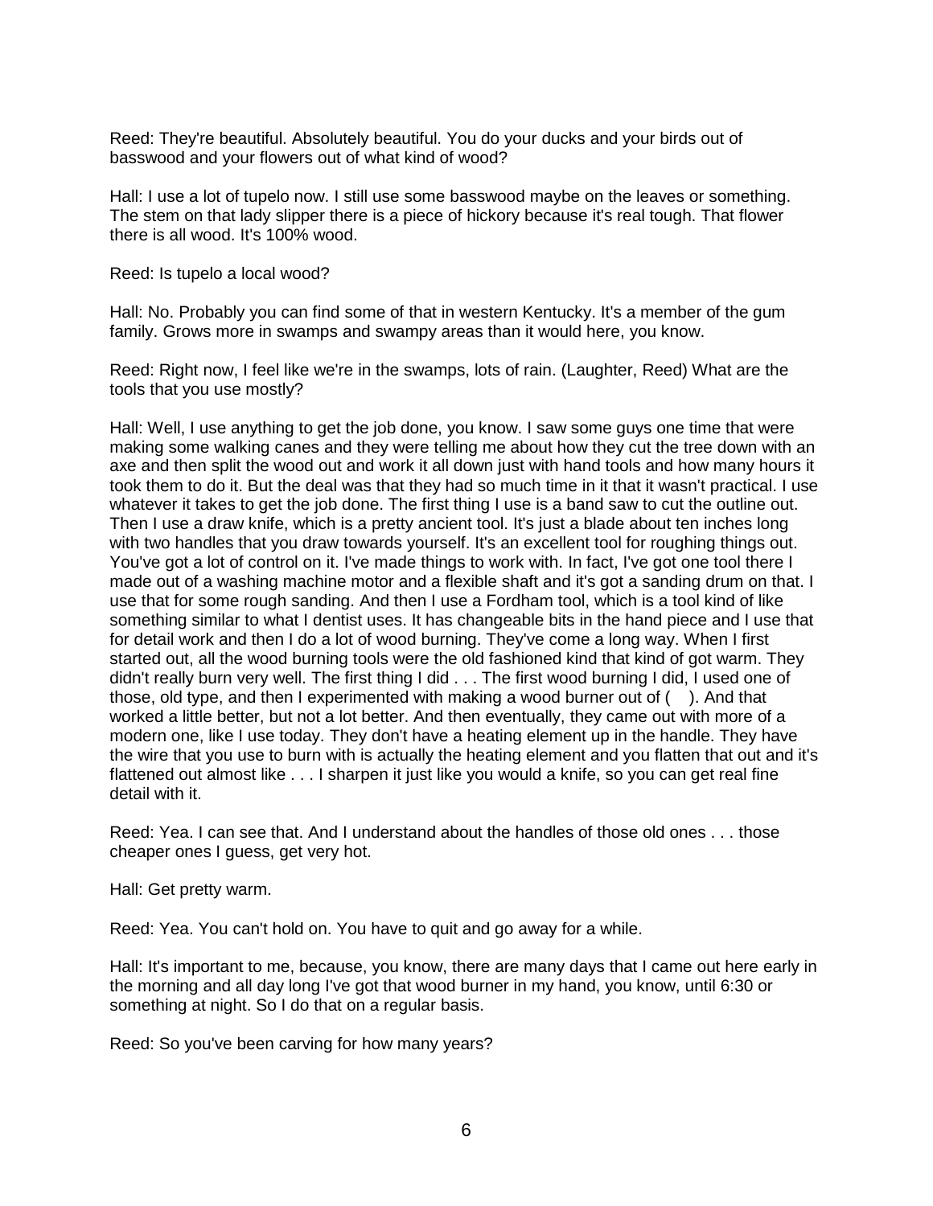Reed: They're beautiful. Absolutely beautiful. You do your ducks and your birds out of basswood and your flowers out of what kind of wood?

Hall: I use a lot of tupelo now. I still use some basswood maybe on the leaves or something. The stem on that lady slipper there is a piece of hickory because it's real tough. That flower there is all wood. It's 100% wood.

Reed: Is tupelo a local wood?

Hall: No. Probably you can find some of that in western Kentucky. It's a member of the gum family. Grows more in swamps and swampy areas than it would here, you know.

Reed: Right now, I feel like we're in the swamps, lots of rain. (Laughter, Reed) What are the tools that you use mostly?

Hall: Well, I use anything to get the job done, you know. I saw some guys one time that were making some walking canes and they were telling me about how they cut the tree down with an axe and then split the wood out and work it all down just with hand tools and how many hours it took them to do it. But the deal was that they had so much time in it that it wasn't practical. I use whatever it takes to get the job done. The first thing I use is a band saw to cut the outline out. Then I use a draw knife, which is a pretty ancient tool. It's just a blade about ten inches long with two handles that you draw towards yourself. It's an excellent tool for roughing things out. You've got a lot of control on it. I've made things to work with. In fact, I've got one tool there I made out of a washing machine motor and a flexible shaft and it's got a sanding drum on that. I use that for some rough sanding. And then I use a Fordham tool, which is a tool kind of like something similar to what I dentist uses. It has changeable bits in the hand piece and I use that for detail work and then I do a lot of wood burning. They've come a long way. When I first started out, all the wood burning tools were the old fashioned kind that kind of got warm. They didn't really burn very well. The first thing I did . . . The first wood burning I did, I used one of those, old type, and then I experimented with making a wood burner out of (    ). And that worked a little better, but not a lot better. And then eventually, they came out with more of a modern one, like I use today. They don't have a heating element up in the handle. They have the wire that you use to burn with is actually the heating element and you flatten that out and it's flattened out almost like . . . I sharpen it just like you would a knife, so you can get real fine detail with it.

Reed: Yea. I can see that. And I understand about the handles of those old ones . . . those cheaper ones I guess, get very hot.

Hall: Get pretty warm.

Reed: Yea. You can't hold on. You have to quit and go away for a while.

Hall: It's important to me, because, you know, there are many days that I came out here early in the morning and all day long I've got that wood burner in my hand, you know, until 6:30 or something at night. So I do that on a regular basis.

Reed: So you've been carving for how many years?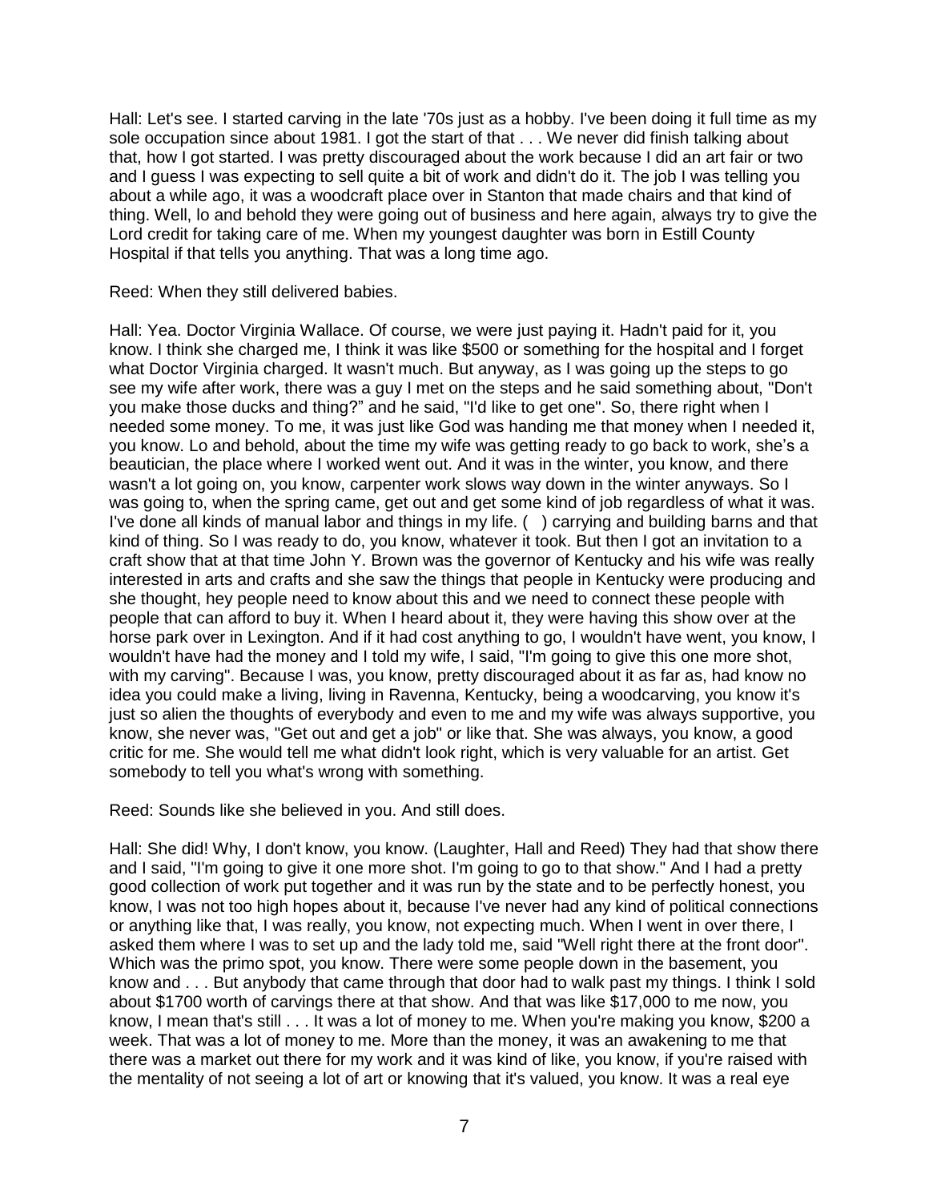Hall: Let's see. I started carving in the late '70s just as a hobby. I've been doing it full time as my sole occupation since about 1981. I got the start of that . . . We never did finish talking about that, how I got started. I was pretty discouraged about the work because I did an art fair or two and I guess I was expecting to sell quite a bit of work and didn't do it. The job I was telling you about a while ago, it was a woodcraft place over in Stanton that made chairs and that kind of thing. Well, lo and behold they were going out of business and here again, always try to give the Lord credit for taking care of me. When my youngest daughter was born in Estill County Hospital if that tells you anything. That was a long time ago.

Reed: When they still delivered babies.

Hall: Yea. Doctor Virginia Wallace. Of course, we were just paying it. Hadn't paid for it, you know. I think she charged me, I think it was like $500 or something for the hospital and I forget what Doctor Virginia charged. It wasn't much. But anyway, as I was going up the steps to go see my wife after work, there was a guy I met on the steps and he said something about, "Don't you make those ducks and thing?" and he said, "I'd like to get one". So, there right when I needed some money. To me, it was just like God was handing me that money when I needed it, you know. Lo and behold, about the time my wife was getting ready to go back to work, she's a beautician, the place where I worked went out. And it was in the winter, you know, and there wasn't a lot going on, you know, carpenter work slows way down in the winter anyways. So I was going to, when the spring came, get out and get some kind of job regardless of what it was. I've done all kinds of manual labor and things in my life. (   ) carrying and building barns and that kind of thing. So I was ready to do, you know, whatever it took. But then I got an invitation to a craft show that at that time John Y. Brown was the governor of Kentucky and his wife was really interested in arts and crafts and she saw the things that people in Kentucky were producing and she thought, hey people need to know about this and we need to connect these people with people that can afford to buy it. When I heard about it, they were having this show over at the horse park over in Lexington. And if it had cost anything to go, I wouldn't have went, you know, I wouldn't have had the money and I told my wife, I said, "I'm going to give this one more shot, with my carving". Because I was, you know, pretty discouraged about it as far as, had know no idea you could make a living, living in Ravenna, Kentucky, being a woodcarving, you know it's just so alien the thoughts of everybody and even to me and my wife was always supportive, you know, she never was, "Get out and get a job" or like that. She was always, you know, a good critic for me. She would tell me what didn't look right, which is very valuable for an artist. Get somebody to tell you what's wrong with something.

Reed: Sounds like she believed in you. And still does.

Hall: She did! Why, I don't know, you know. (Laughter, Hall and Reed) They had that show there and I said, "I'm going to give it one more shot. I'm going to go to that show." And I had a pretty good collection of work put together and it was run by the state and to be perfectly honest, you know, I was not too high hopes about it, because I've never had any kind of political connections or anything like that, I was really, you know, not expecting much. When I went in over there, I asked them where I was to set up and the lady told me, said "Well right there at the front door". Which was the primo spot, you know. There were some people down in the basement, you know and . . . But anybody that came through that door had to walk past my things. I think I sold about $1700 worth of carvings there at that show. And that was like $17,000 to me now, you know, I mean that's still . . . It was a lot of money to me. When you're making you know, $200 a week. That was a lot of money to me. More than the money, it was an awakening to me that there was a market out there for my work and it was kind of like, you know, if you're raised with the mentality of not seeing a lot of art or knowing that it's valued, you know. It was a real eye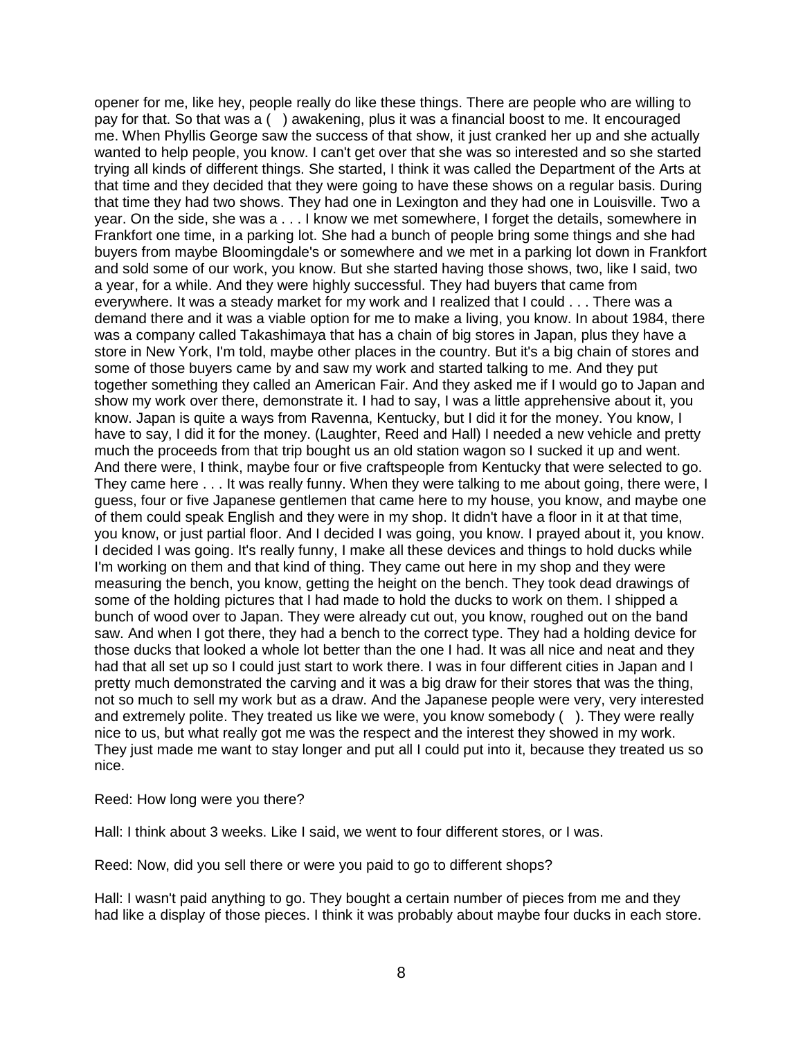opener for me, like hey, people really do like these things. There are people who are willing to pay for that. So that was a (   ) awakening, plus it was a financial boost to me. It encouraged me. When Phyllis George saw the success of that show, it just cranked her up and she actually wanted to help people, you know. I can't get over that she was so interested and so she started trying all kinds of different things. She started, I think it was called the Department of the Arts at that time and they decided that they were going to have these shows on a regular basis. During that time they had two shows. They had one in Lexington and they had one in Louisville. Two a year. On the side, she was a . . . I know we met somewhere, I forget the details, somewhere in Frankfort one time, in a parking lot. She had a bunch of people bring some things and she had buyers from maybe Bloomingdale's or somewhere and we met in a parking lot down in Frankfort and sold some of our work, you know. But she started having those shows, two, like I said, two a year, for a while. And they were highly successful. They had buyers that came from everywhere. It was a steady market for my work and I realized that I could . . . There was a demand there and it was a viable option for me to make a living, you know. In about 1984, there was a company called Takashimaya that has a chain of big stores in Japan, plus they have a store in New York, I'm told, maybe other places in the country. But it's a big chain of stores and some of those buyers came by and saw my work and started talking to me. And they put together something they called an American Fair. And they asked me if I would go to Japan and show my work over there, demonstrate it. I had to say, I was a little apprehensive about it, you know. Japan is quite a ways from Ravenna, Kentucky, but I did it for the money. You know, I have to say, I did it for the money. (Laughter, Reed and Hall) I needed a new vehicle and pretty much the proceeds from that trip bought us an old station wagon so I sucked it up and went. And there were, I think, maybe four or five craftspeople from Kentucky that were selected to go. They came here . . . It was really funny. When they were talking to me about going, there were, I guess, four or five Japanese gentlemen that came here to my house, you know, and maybe one of them could speak English and they were in my shop. It didn't have a floor in it at that time, you know, or just partial floor. And I decided I was going, you know. I prayed about it, you know. I decided I was going. It's really funny, I make all these devices and things to hold ducks while I'm working on them and that kind of thing. They came out here in my shop and they were measuring the bench, you know, getting the height on the bench. They took dead drawings of some of the holding pictures that I had made to hold the ducks to work on them. I shipped a bunch of wood over to Japan. They were already cut out, you know, roughed out on the band saw. And when I got there, they had a bench to the correct type. They had a holding device for those ducks that looked a whole lot better than the one I had. It was all nice and neat and they had that all set up so I could just start to work there. I was in four different cities in Japan and I pretty much demonstrated the carving and it was a big draw for their stores that was the thing, not so much to sell my work but as a draw. And the Japanese people were very, very interested and extremely polite. They treated us like we were, you know somebody (   ). They were really nice to us, but what really got me was the respect and the interest they showed in my work. They just made me want to stay longer and put all I could put into it, because they treated us so nice.

Reed: How long were you there?

Hall: I think about 3 weeks. Like I said, we went to four different stores, or I was.

Reed: Now, did you sell there or were you paid to go to different shops?

Hall: I wasn't paid anything to go. They bought a certain number of pieces from me and they had like a display of those pieces. I think it was probably about maybe four ducks in each store.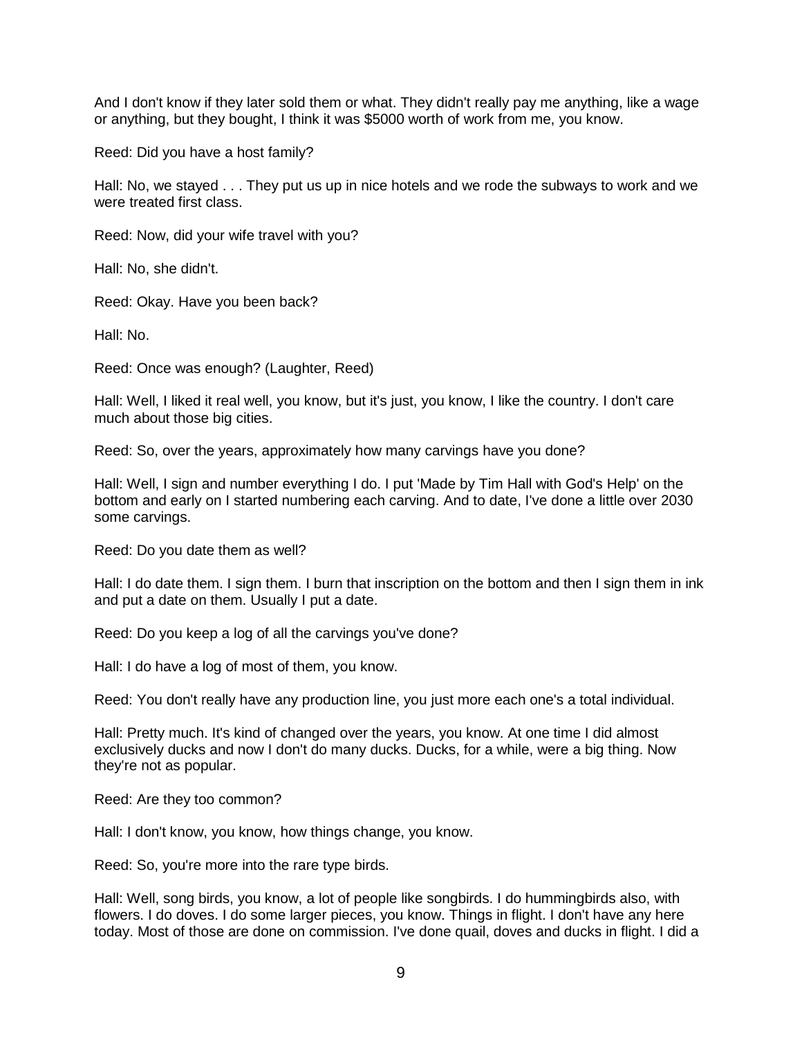And I don't know if they later sold them or what. They didn't really pay me anything, like a wage or anything, but they bought, I think it was $5000 worth of work from me, you know.

Reed: Did you have a host family?

Hall: No, we stayed . . . They put us up in nice hotels and we rode the subways to work and we were treated first class.

Reed: Now, did your wife travel with you?

Hall: No, she didn't.

Reed: Okay. Have you been back?

Hall: No.

Reed: Once was enough? (Laughter, Reed)

Hall: Well, I liked it real well, you know, but it's just, you know, I like the country. I don't care much about those big cities.

Reed: So, over the years, approximately how many carvings have you done?

Hall: Well, I sign and number everything I do. I put 'Made by Tim Hall with God's Help' on the bottom and early on I started numbering each carving. And to date, I've done a little over 2030 some carvings.

Reed: Do you date them as well?

Hall: I do date them. I sign them. I burn that inscription on the bottom and then I sign them in ink and put a date on them. Usually I put a date.

Reed: Do you keep a log of all the carvings you've done?

Hall: I do have a log of most of them, you know.

Reed: You don't really have any production line, you just more each one's a total individual.

Hall: Pretty much. It's kind of changed over the years, you know. At one time I did almost exclusively ducks and now I don't do many ducks. Ducks, for a while, were a big thing. Now they're not as popular.

Reed: Are they too common?

Hall: I don't know, you know, how things change, you know.

Reed: So, you're more into the rare type birds.

Hall: Well, song birds, you know, a lot of people like songbirds. I do hummingbirds also, with flowers. I do doves. I do some larger pieces, you know. Things in flight. I don't have any here today. Most of those are done on commission. I've done quail, doves and ducks in flight. I did a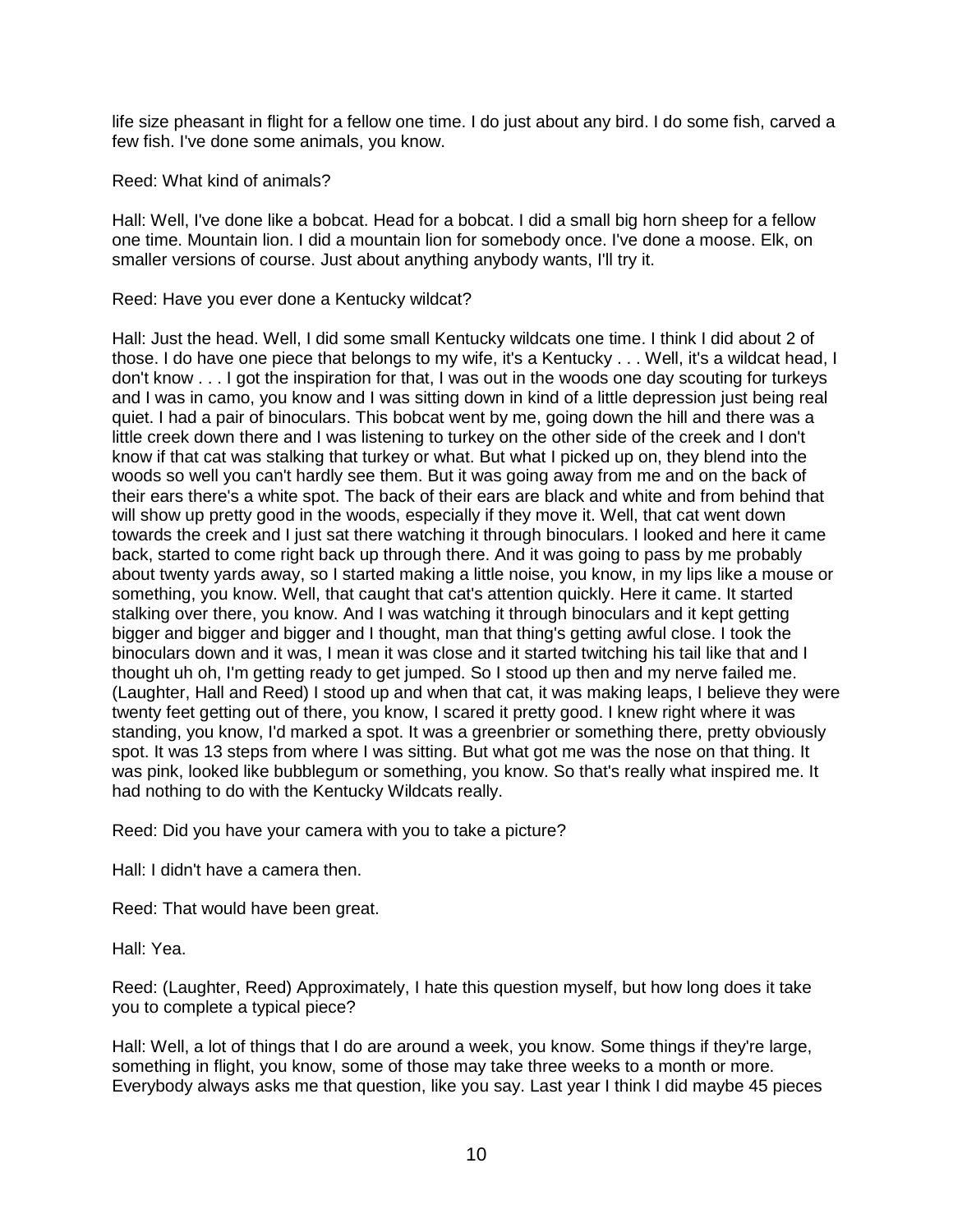life size pheasant in flight for a fellow one time. I do just about any bird. I do some fish, carved a few fish. I've done some animals, you know.

Reed: What kind of animals?

Hall: Well, I've done like a bobcat. Head for a bobcat. I did a small big horn sheep for a fellow one time. Mountain lion. I did a mountain lion for somebody once. I've done a moose. Elk, on smaller versions of course. Just about anything anybody wants, I'll try it.

Reed: Have you ever done a Kentucky wildcat?

Hall: Just the head. Well, I did some small Kentucky wildcats one time. I think I did about 2 of those. I do have one piece that belongs to my wife, it's a Kentucky . . . Well, it's a wildcat head, I don't know . . . I got the inspiration for that, I was out in the woods one day scouting for turkeys and I was in camo, you know and I was sitting down in kind of a little depression just being real quiet. I had a pair of binoculars. This bobcat went by me, going down the hill and there was a little creek down there and I was listening to turkey on the other side of the creek and I don't know if that cat was stalking that turkey or what. But what I picked up on, they blend into the woods so well you can't hardly see them. But it was going away from me and on the back of their ears there's a white spot. The back of their ears are black and white and from behind that will show up pretty good in the woods, especially if they move it. Well, that cat went down towards the creek and I just sat there watching it through binoculars. I looked and here it came back, started to come right back up through there. And it was going to pass by me probably about twenty yards away, so I started making a little noise, you know, in my lips like a mouse or something, you know. Well, that caught that cat's attention quickly. Here it came. It started stalking over there, you know. And I was watching it through binoculars and it kept getting bigger and bigger and bigger and I thought, man that thing's getting awful close. I took the binoculars down and it was, I mean it was close and it started twitching his tail like that and I thought uh oh, I'm getting ready to get jumped. So I stood up then and my nerve failed me. (Laughter, Hall and Reed) I stood up and when that cat, it was making leaps, I believe they were twenty feet getting out of there, you know, I scared it pretty good. I knew right where it was standing, you know, I'd marked a spot. It was a greenbrier or something there, pretty obviously spot. It was 13 steps from where I was sitting. But what got me was the nose on that thing. It was pink, looked like bubblegum or something, you know. So that's really what inspired me. It had nothing to do with the Kentucky Wildcats really.

Reed: Did you have your camera with you to take a picture?

Hall: I didn't have a camera then.

Reed: That would have been great.

Hall: Yea.

Reed: (Laughter, Reed) Approximately, I hate this question myself, but how long does it take you to complete a typical piece?

Hall: Well, a lot of things that I do are around a week, you know. Some things if they're large, something in flight, you know, some of those may take three weeks to a month or more. Everybody always asks me that question, like you say. Last year I think I did maybe 45 pieces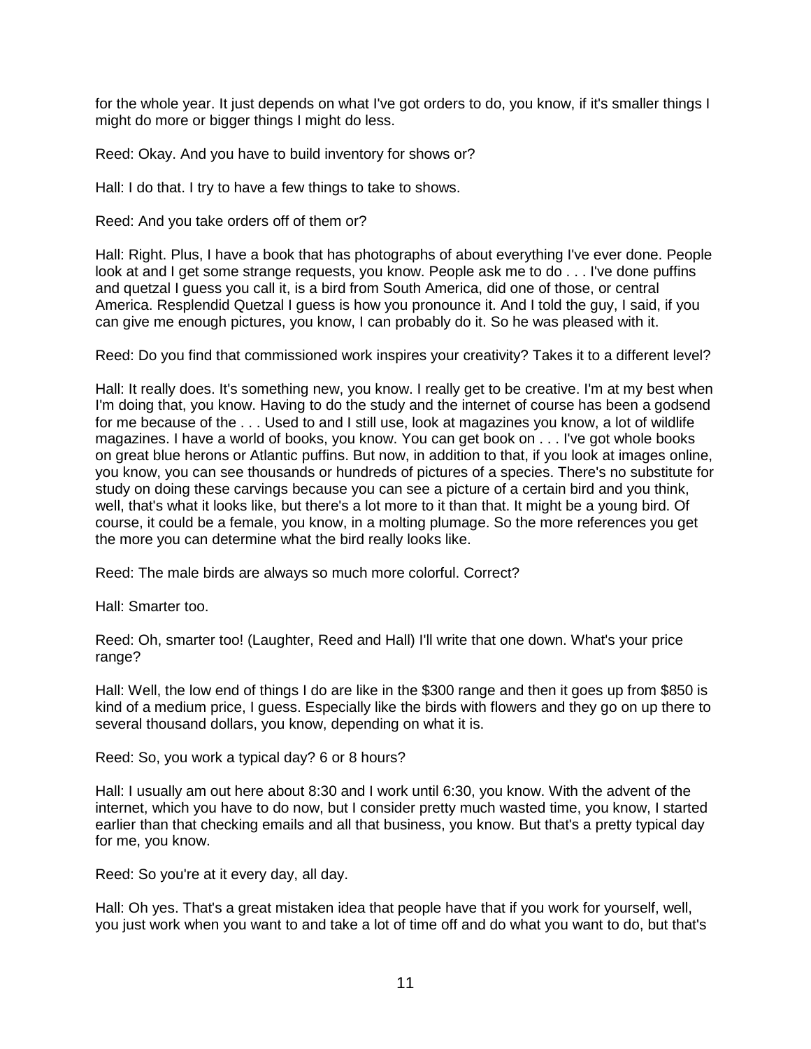for the whole year. It just depends on what I've got orders to do, you know, if it's smaller things I might do more or bigger things I might do less.

Reed: Okay. And you have to build inventory for shows or?

Hall: I do that. I try to have a few things to take to shows.

Reed: And you take orders off of them or?

Hall: Right. Plus, I have a book that has photographs of about everything I've ever done. People look at and I get some strange requests, you know. People ask me to do . . . I've done puffins and quetzal I guess you call it, is a bird from South America, did one of those, or central America. Resplendid Quetzal I guess is how you pronounce it. And I told the guy, I said, if you can give me enough pictures, you know, I can probably do it. So he was pleased with it.

Reed: Do you find that commissioned work inspires your creativity? Takes it to a different level?

Hall: It really does. It's something new, you know. I really get to be creative. I'm at my best when I'm doing that, you know. Having to do the study and the internet of course has been a godsend for me because of the . . . Used to and I still use, look at magazines you know, a lot of wildlife magazines. I have a world of books, you know. You can get book on . . . I've got whole books on great blue herons or Atlantic puffins. But now, in addition to that, if you look at images online, you know, you can see thousands or hundreds of pictures of a species. There's no substitute for study on doing these carvings because you can see a picture of a certain bird and you think, well, that's what it looks like, but there's a lot more to it than that. It might be a young bird. Of course, it could be a female, you know, in a molting plumage. So the more references you get the more you can determine what the bird really looks like.

Reed: The male birds are always so much more colorful. Correct?

Hall: Smarter too.

Reed: Oh, smarter too! (Laughter, Reed and Hall) I'll write that one down. What's your price range?

Hall: Well, the low end of things I do are like in the $300 range and then it goes up from $850 is kind of a medium price, I guess. Especially like the birds with flowers and they go on up there to several thousand dollars, you know, depending on what it is.

Reed: So, you work a typical day? 6 or 8 hours?

Hall: I usually am out here about 8:30 and I work until 6:30, you know. With the advent of the internet, which you have to do now, but I consider pretty much wasted time, you know, I started earlier than that checking emails and all that business, you know. But that's a pretty typical day for me, you know.

Reed: So you're at it every day, all day.

Hall: Oh yes. That's a great mistaken idea that people have that if you work for yourself, well, you just work when you want to and take a lot of time off and do what you want to do, but that's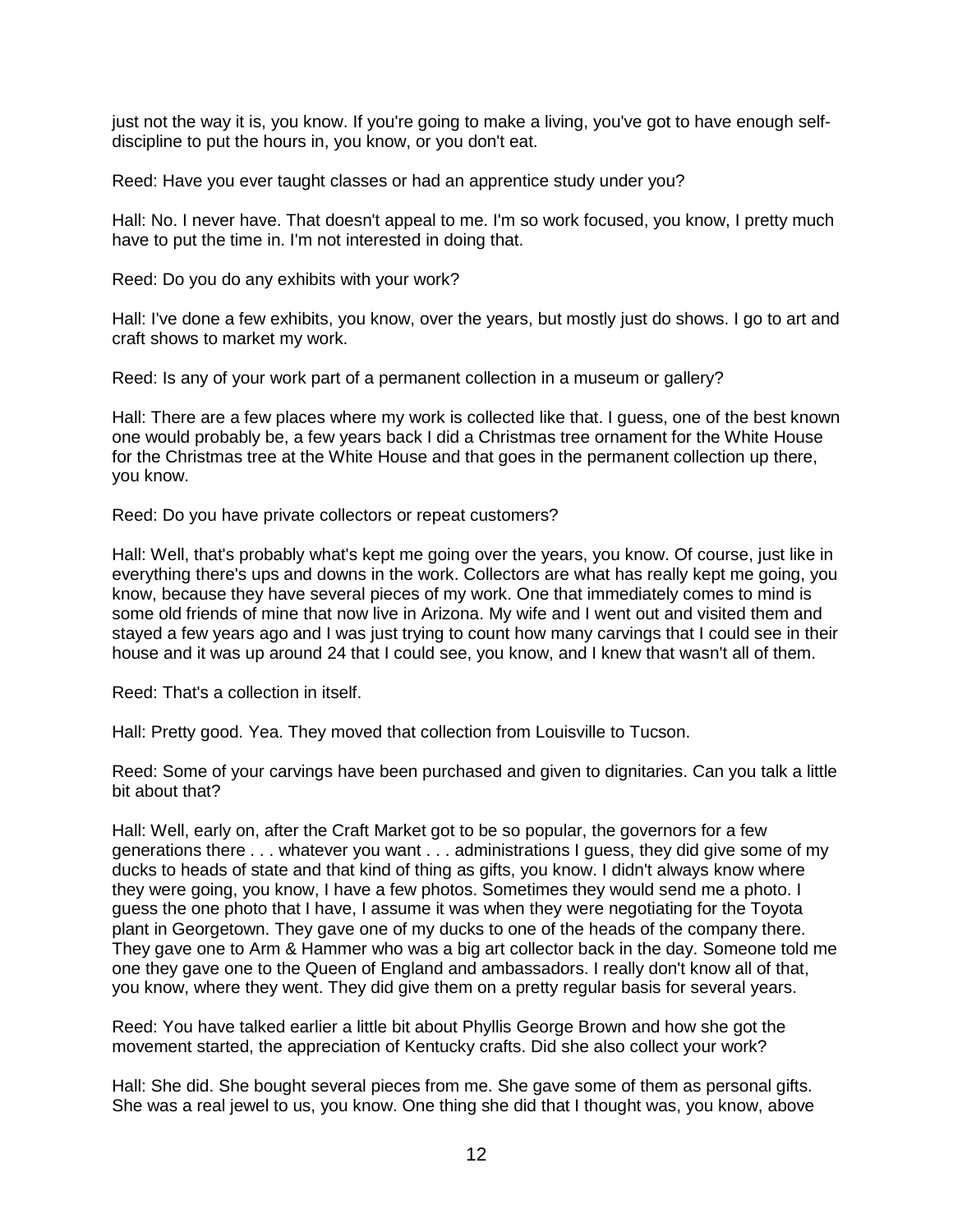just not the way it is, you know. If you're going to make a living, you've got to have enough self-discipline to put the hours in, you know, or you don't eat.

Reed: Have you ever taught classes or had an apprentice study under you?

Hall: No. I never have. That doesn't appeal to me. I'm so work focused, you know, I pretty much have to put the time in. I'm not interested in doing that.

Reed: Do you do any exhibits with your work?

Hall: I've done a few exhibits, you know, over the years, but mostly just do shows. I go to art and craft shows to market my work.

Reed: Is any of your work part of a permanent collection in a museum or gallery?

Hall: There are a few places where my work is collected like that. I guess, one of the best known one would probably be, a few years back I did a Christmas tree ornament for the White House for the Christmas tree at the White House and that goes in the permanent collection up there, you know.

Reed: Do you have private collectors or repeat customers?

Hall: Well, that's probably what's kept me going over the years, you know. Of course, just like in everything there's ups and downs in the work. Collectors are what has really kept me going, you know, because they have several pieces of my work. One that immediately comes to mind is some old friends of mine that now live in Arizona. My wife and I went out and visited them and stayed a few years ago and I was just trying to count how many carvings that I could see in their house and it was up around 24 that I could see, you know, and I knew that wasn't all of them.

Reed: That's a collection in itself.

Hall: Pretty good. Yea. They moved that collection from Louisville to Tucson.

Reed: Some of your carvings have been purchased and given to dignitaries. Can you talk a little bit about that?

Hall: Well, early on, after the Craft Market got to be so popular, the governors for a few generations there . . . whatever you want . . . administrations I guess, they did give some of my ducks to heads of state and that kind of thing as gifts, you know. I didn't always know where they were going, you know, I have a few photos. Sometimes they would send me a photo. I guess the one photo that I have, I assume it was when they were negotiating for the Toyota plant in Georgetown. They gave one of my ducks to one of the heads of the company there. They gave one to Arm & Hammer who was a big art collector back in the day. Someone told me one they gave one to the Queen of England and ambassadors. I really don't know all of that, you know, where they went. They did give them on a pretty regular basis for several years.

Reed: You have talked earlier a little bit about Phyllis George Brown and how she got the movement started, the appreciation of Kentucky crafts. Did she also collect your work?

Hall: She did. She bought several pieces from me. She gave some of them as personal gifts. She was a real jewel to us, you know. One thing she did that I thought was, you know, above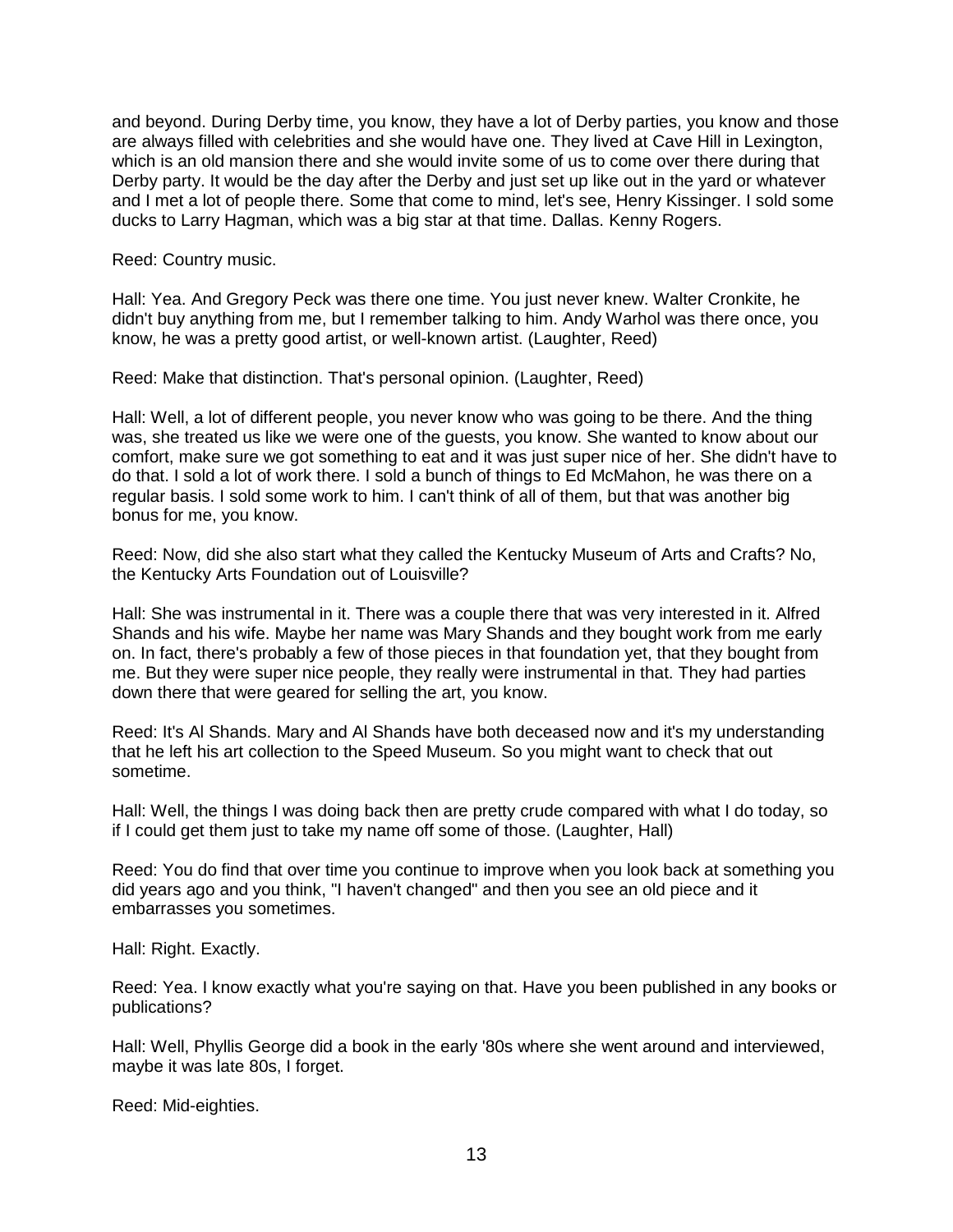and beyond. During Derby time, you know, they have a lot of Derby parties, you know and those are always filled with celebrities and she would have one. They lived at Cave Hill in Lexington, which is an old mansion there and she would invite some of us to come over there during that Derby party. It would be the day after the Derby and just set up like out in the yard or whatever and I met a lot of people there. Some that come to mind, let's see, Henry Kissinger. I sold some ducks to Larry Hagman, which was a big star at that time. Dallas. Kenny Rogers.

Reed: Country music.

Hall: Yea. And Gregory Peck was there one time. You just never knew. Walter Cronkite, he didn't buy anything from me, but I remember talking to him. Andy Warhol was there once, you know, he was a pretty good artist, or well-known artist. (Laughter, Reed)

Reed: Make that distinction. That's personal opinion. (Laughter, Reed)

Hall: Well, a lot of different people, you never know who was going to be there. And the thing was, she treated us like we were one of the guests, you know. She wanted to know about our comfort, make sure we got something to eat and it was just super nice of her. She didn't have to do that. I sold a lot of work there. I sold a bunch of things to Ed McMahon, he was there on a regular basis. I sold some work to him. I can't think of all of them, but that was another big bonus for me, you know.

Reed: Now, did she also start what they called the Kentucky Museum of Arts and Crafts? No, the Kentucky Arts Foundation out of Louisville?

Hall: She was instrumental in it. There was a couple there that was very interested in it. Alfred Shands and his wife. Maybe her name was Mary Shands and they bought work from me early on. In fact, there's probably a few of those pieces in that foundation yet, that they bought from me. But they were super nice people, they really were instrumental in that. They had parties down there that were geared for selling the art, you know.

Reed: It's Al Shands. Mary and Al Shands have both deceased now and it's my understanding that he left his art collection to the Speed Museum. So you might want to check that out sometime.

Hall: Well, the things I was doing back then are pretty crude compared with what I do today, so if I could get them just to take my name off some of those. (Laughter, Hall)

Reed: You do find that over time you continue to improve when you look back at something you did years ago and you think, "I haven't changed" and then you see an old piece and it embarrasses you sometimes.

Hall: Right. Exactly.

Reed: Yea. I know exactly what you're saying on that. Have you been published in any books or publications?

Hall: Well, Phyllis George did a book in the early '80s where she went around and interviewed, maybe it was late 80s, I forget.

Reed: Mid-eighties.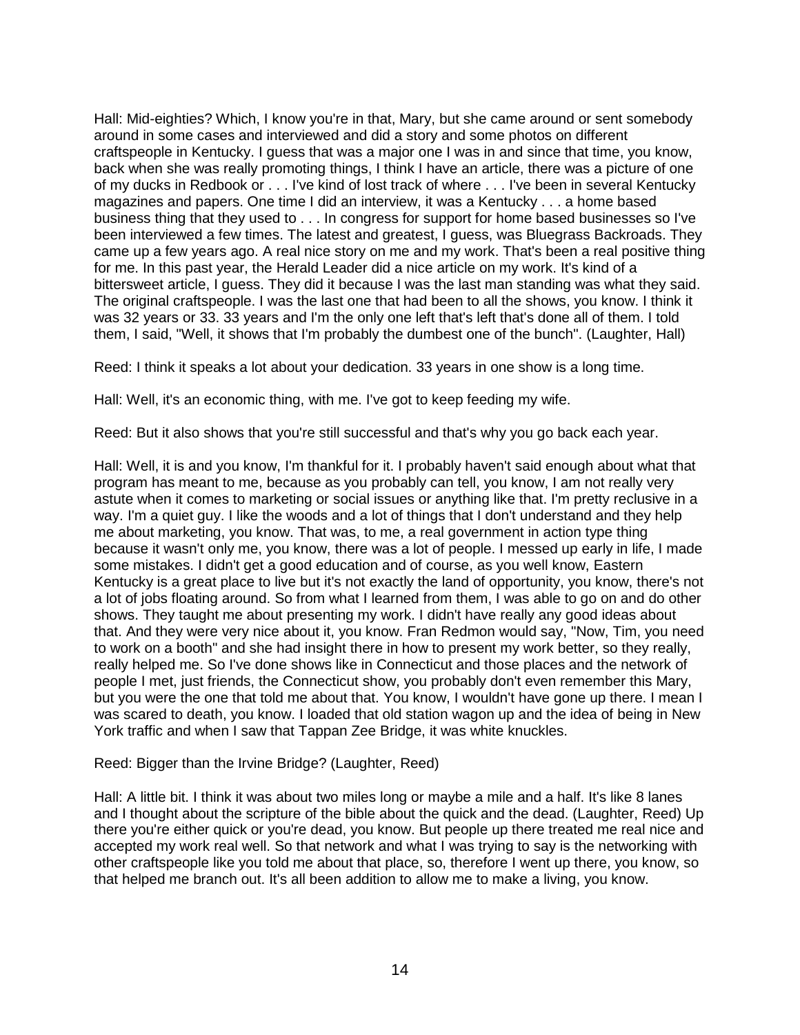Hall: Mid-eighties? Which, I know you're in that, Mary, but she came around or sent somebody around in some cases and interviewed and did a story and some photos on different craftspeople in Kentucky. I guess that was a major one I was in and since that time, you know, back when she was really promoting things, I think I have an article, there was a picture of one of my ducks in Redbook or . . . I've kind of lost track of where . . . I've been in several Kentucky magazines and papers. One time I did an interview, it was a Kentucky . . . a home based business thing that they used to . . . In congress for support for home based businesses so I've been interviewed a few times. The latest and greatest, I guess, was Bluegrass Backroads. They came up a few years ago. A real nice story on me and my work. That's been a real positive thing for me. In this past year, the Herald Leader did a nice article on my work. It's kind of a bittersweet article, I guess. They did it because I was the last man standing was what they said. The original craftspeople. I was the last one that had been to all the shows, you know. I think it was 32 years or 33. 33 years and I'm the only one left that's left that's done all of them. I told them, I said, "Well, it shows that I'm probably the dumbest one of the bunch". (Laughter, Hall)

Reed: I think it speaks a lot about your dedication. 33 years in one show is a long time.

Hall: Well, it's an economic thing, with me. I've got to keep feeding my wife.

Reed: But it also shows that you're still successful and that's why you go back each year.

Hall: Well, it is and you know, I'm thankful for it. I probably haven't said enough about what that program has meant to me, because as you probably can tell, you know, I am not really very astute when it comes to marketing or social issues or anything like that. I'm pretty reclusive in a way. I'm a quiet guy. I like the woods and a lot of things that I don't understand and they help me about marketing, you know. That was, to me, a real government in action type thing because it wasn't only me, you know, there was a lot of people. I messed up early in life, I made some mistakes. I didn't get a good education and of course, as you well know, Eastern Kentucky is a great place to live but it's not exactly the land of opportunity, you know, there's not a lot of jobs floating around. So from what I learned from them, I was able to go on and do other shows. They taught me about presenting my work. I didn't have really any good ideas about that. And they were very nice about it, you know. Fran Redmon would say, "Now, Tim, you need to work on a booth" and she had insight there in how to present my work better, so they really, really helped me. So I've done shows like in Connecticut and those places and the network of people I met, just friends, the Connecticut show, you probably don't even remember this Mary, but you were the one that told me about that. You know, I wouldn't have gone up there. I mean I was scared to death, you know. I loaded that old station wagon up and the idea of being in New York traffic and when I saw that Tappan Zee Bridge, it was white knuckles.

Reed: Bigger than the Irvine Bridge? (Laughter, Reed)

Hall: A little bit. I think it was about two miles long or maybe a mile and a half. It's like 8 lanes and I thought about the scripture of the bible about the quick and the dead. (Laughter, Reed) Up there you're either quick or you're dead, you know. But people up there treated me real nice and accepted my work real well. So that network and what I was trying to say is the networking with other craftspeople like you told me about that place, so, therefore I went up there, you know, so that helped me branch out. It's all been addition to allow me to make a living, you know.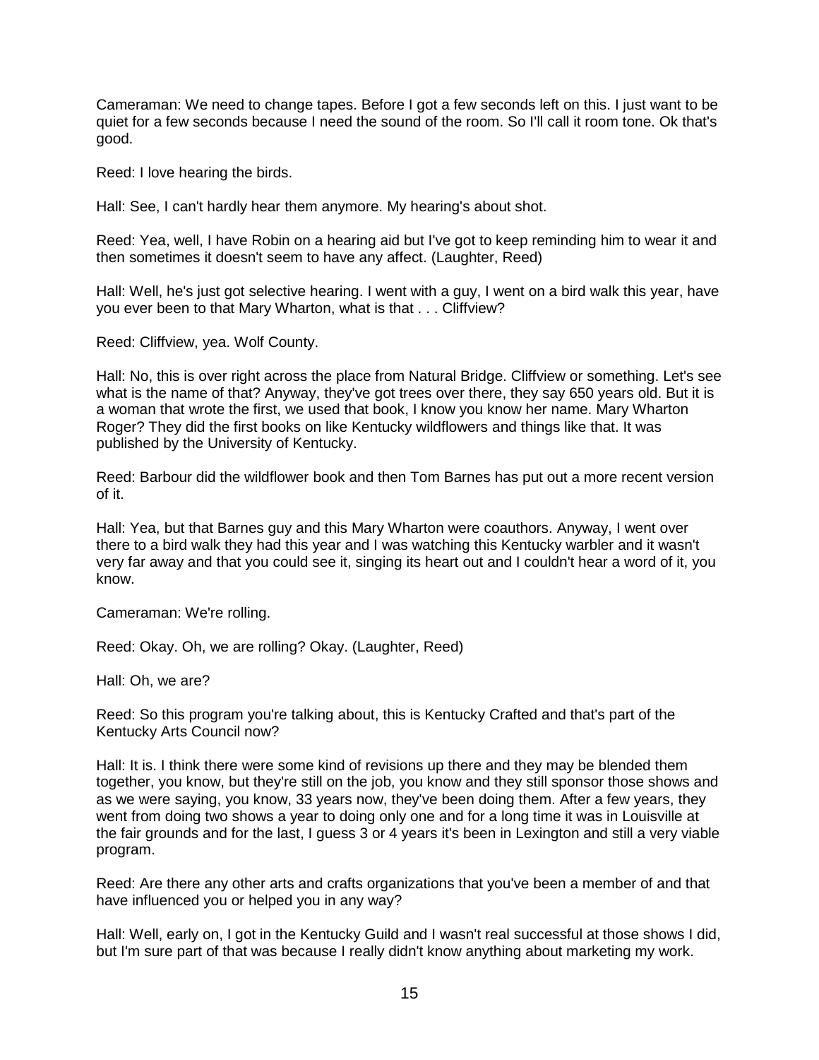Cameraman: We need to change tapes. Before I got a few seconds left on this. I just want to be quiet for a few seconds because I need the sound of the room. So I'll call it room tone. Ok that's good.

Reed: I love hearing the birds.

Hall: See, I can't hardly hear them anymore. My hearing's about shot.

Reed: Yea, well, I have Robin on a hearing aid but I've got to keep reminding him to wear it and then sometimes it doesn't seem to have any affect. (Laughter, Reed)

Hall: Well, he's just got selective hearing. I went with a guy, I went on a bird walk this year, have you ever been to that Mary Wharton, what is that . . . Cliffview?

Reed: Cliffview, yea. Wolf County.

Hall: No, this is over right across the place from Natural Bridge. Cliffview or something. Let's see what is the name of that? Anyway, they've got trees over there, they say 650 years old. But it is a woman that wrote the first, we used that book, I know you know her name. Mary Wharton Roger? They did the first books on like Kentucky wildflowers and things like that. It was published by the University of Kentucky.

Reed: Barbour did the wildflower book and then Tom Barnes has put out a more recent version of it.

Hall: Yea, but that Barnes guy and this Mary Wharton were coauthors. Anyway, I went over there to a bird walk they had this year and I was watching this Kentucky warbler and it wasn't very far away and that you could see it, singing its heart out and I couldn't hear a word of it, you know.

Cameraman: We're rolling.

Reed: Okay. Oh, we are rolling? Okay. (Laughter, Reed)

Hall: Oh, we are?

Reed: So this program you're talking about, this is Kentucky Crafted and that's part of the Kentucky Arts Council now?

Hall: It is. I think there were some kind of revisions up there and they may be blended them together, you know, but they're still on the job, you know and they still sponsor those shows and as we were saying, you know, 33 years now, they've been doing them. After a few years, they went from doing two shows a year to doing only one and for a long time it was in Louisville at the fair grounds and for the last, I guess 3 or 4 years it's been in Lexington and still a very viable program.

Reed: Are there any other arts and crafts organizations that you've been a member of and that have influenced you or helped you in any way?

Hall: Well, early on, I got in the Kentucky Guild and I wasn't real successful at those shows I did, but I'm sure part of that was because I really didn't know anything about marketing my work.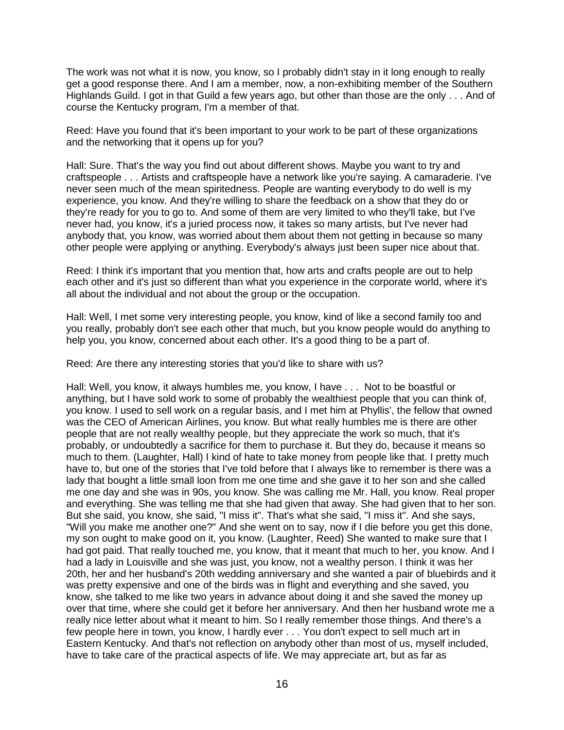The work was not what it is now, you know, so I probably didn't stay in it long enough to really get a good response there. And I am a member, now, a non-exhibiting member of the Southern Highlands Guild. I got in that Guild a few years ago, but other than those are the only . . . And of course the Kentucky program, I'm a member of that.

Reed: Have you found that it's been important to your work to be part of these organizations and the networking that it opens up for you?

Hall: Sure. That's the way you find out about different shows. Maybe you want to try and craftspeople . . . Artists and craftspeople have a network like you're saying. A camaraderie. I've never seen much of the mean spiritedness. People are wanting everybody to do well is my experience, you know. And they're willing to share the feedback on a show that they do or they're ready for you to go to. And some of them are very limited to who they'll take, but I've never had, you know, it's a juried process now, it takes so many artists, but I've never had anybody that, you know, was worried about them about them not getting in because so many other people were applying or anything. Everybody's always just been super nice about that.

Reed: I think it's important that you mention that, how arts and crafts people are out to help each other and it's just so different than what you experience in the corporate world, where it's all about the individual and not about the group or the occupation.

Hall: Well, I met some very interesting people, you know, kind of like a second family too and you really, probably don't see each other that much, but you know people would do anything to help you, you know, concerned about each other. It's a good thing to be a part of.

Reed: Are there any interesting stories that you'd like to share with us?

Hall: Well, you know, it always humbles me, you know, I have . . . Not to be boastful or anything, but I have sold work to some of probably the wealthiest people that you can think of, you know. I used to sell work on a regular basis, and I met him at Phyllis', the fellow that owned was the CEO of American Airlines, you know. But what really humbles me is there are other people that are not really wealthy people, but they appreciate the work so much, that it's probably, or undoubtedly a sacrifice for them to purchase it. But they do, because it means so much to them. (Laughter, Hall) I kind of hate to take money from people like that. I pretty much have to, but one of the stories that I've told before that I always like to remember is there was a lady that bought a little small loon from me one time and she gave it to her son and she called me one day and she was in 90s, you know. She was calling me Mr. Hall, you know. Real proper and everything. She was telling me that she had given that away. She had given that to her son. But she said, you know, she said, "I miss it". That's what she said, "I miss it". And she says, "Will you make me another one?" And she went on to say, now if I die before you get this done, my son ought to make good on it, you know. (Laughter, Reed) She wanted to make sure that I had got paid. That really touched me, you know, that it meant that much to her, you know. And I had a lady in Louisville and she was just, you know, not a wealthy person. I think it was her 20th, her and her husband's 20th wedding anniversary and she wanted a pair of bluebirds and it was pretty expensive and one of the birds was in flight and everything and she saved, you know, she talked to me like two years in advance about doing it and she saved the money up over that time, where she could get it before her anniversary. And then her husband wrote me a really nice letter about what it meant to him. So I really remember those things. And there's a few people here in town, you know, I hardly ever . . . You don't expect to sell much art in Eastern Kentucky. And that's not reflection on anybody other than most of us, myself included, have to take care of the practical aspects of life. We may appreciate art, but as far as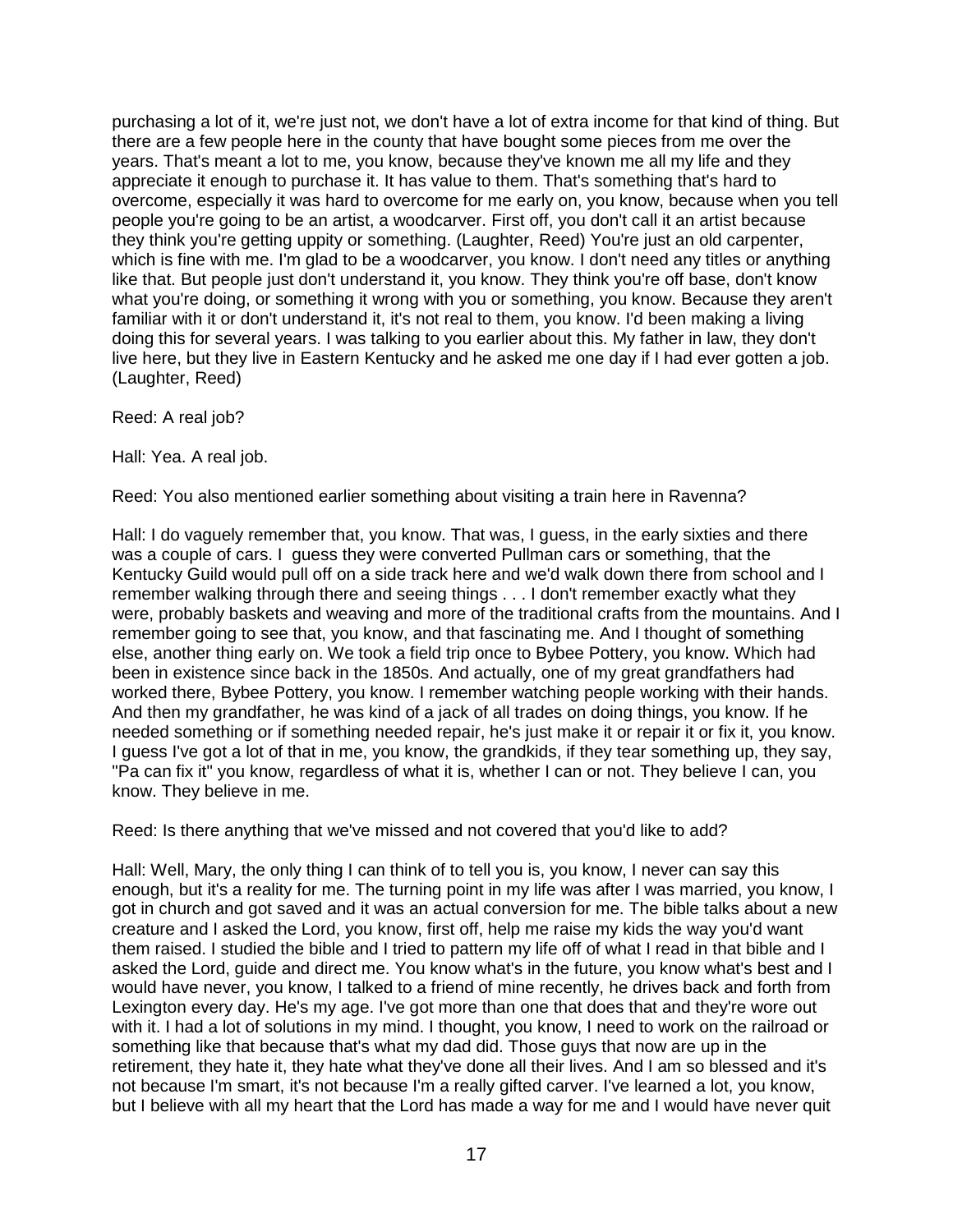purchasing a lot of it, we're just not, we don't have a lot of extra income for that kind of thing. But there are a few people here in the county that have bought some pieces from me over the years. That's meant a lot to me, you know, because they've known me all my life and they appreciate it enough to purchase it. It has value to them. That's something that's hard to overcome, especially it was hard to overcome for me early on, you know, because when you tell people you're going to be an artist, a woodcarver. First off, you don't call it an artist because they think you're getting uppity or something. (Laughter, Reed) You're just an old carpenter, which is fine with me. I'm glad to be a woodcarver, you know. I don't need any titles or anything like that. But people just don't understand it, you know. They think you're off base, don't know what you're doing, or something it wrong with you or something, you know. Because they aren't familiar with it or don't understand it, it's not real to them, you know. I'd been making a living doing this for several years. I was talking to you earlier about this. My father in law, they don't live here, but they live in Eastern Kentucky and he asked me one day if I had ever gotten a job. (Laughter, Reed)

Reed: A real job?

Hall: Yea. A real job.

Reed: You also mentioned earlier something about visiting a train here in Ravenna?

Hall: I do vaguely remember that, you know. That was, I guess, in the early sixties and there was a couple of cars. I guess they were converted Pullman cars or something, that the Kentucky Guild would pull off on a side track here and we'd walk down there from school and I remember walking through there and seeing things . . . I don't remember exactly what they were, probably baskets and weaving and more of the traditional crafts from the mountains. And I remember going to see that, you know, and that fascinating me. And I thought of something else, another thing early on. We took a field trip once to Bybee Pottery, you know. Which had been in existence since back in the 1850s. And actually, one of my great grandfathers had worked there, Bybee Pottery, you know. I remember watching people working with their hands. And then my grandfather, he was kind of a jack of all trades on doing things, you know. If he needed something or if something needed repair, he's just make it or repair it or fix it, you know. I guess I've got a lot of that in me, you know, the grandkids, if they tear something up, they say, "Pa can fix it" you know, regardless of what it is, whether I can or not. They believe I can, you know. They believe in me.

Reed: Is there anything that we've missed and not covered that you'd like to add?

Hall: Well, Mary, the only thing I can think of to tell you is, you know, I never can say this enough, but it's a reality for me. The turning point in my life was after I was married, you know, I got in church and got saved and it was an actual conversion for me. The bible talks about a new creature and I asked the Lord, you know, first off, help me raise my kids the way you'd want them raised. I studied the bible and I tried to pattern my life off of what I read in that bible and I asked the Lord, guide and direct me. You know what's in the future, you know what's best and I would have never, you know, I talked to a friend of mine recently, he drives back and forth from Lexington every day. He's my age. I've got more than one that does that and they're wore out with it. I had a lot of solutions in my mind. I thought, you know, I need to work on the railroad or something like that because that's what my dad did. Those guys that now are up in the retirement, they hate it, they hate what they've done all their lives. And I am so blessed and it's not because I'm smart, it's not because I'm a really gifted carver. I've learned a lot, you know, but I believe with all my heart that the Lord has made a way for me and I would have never quit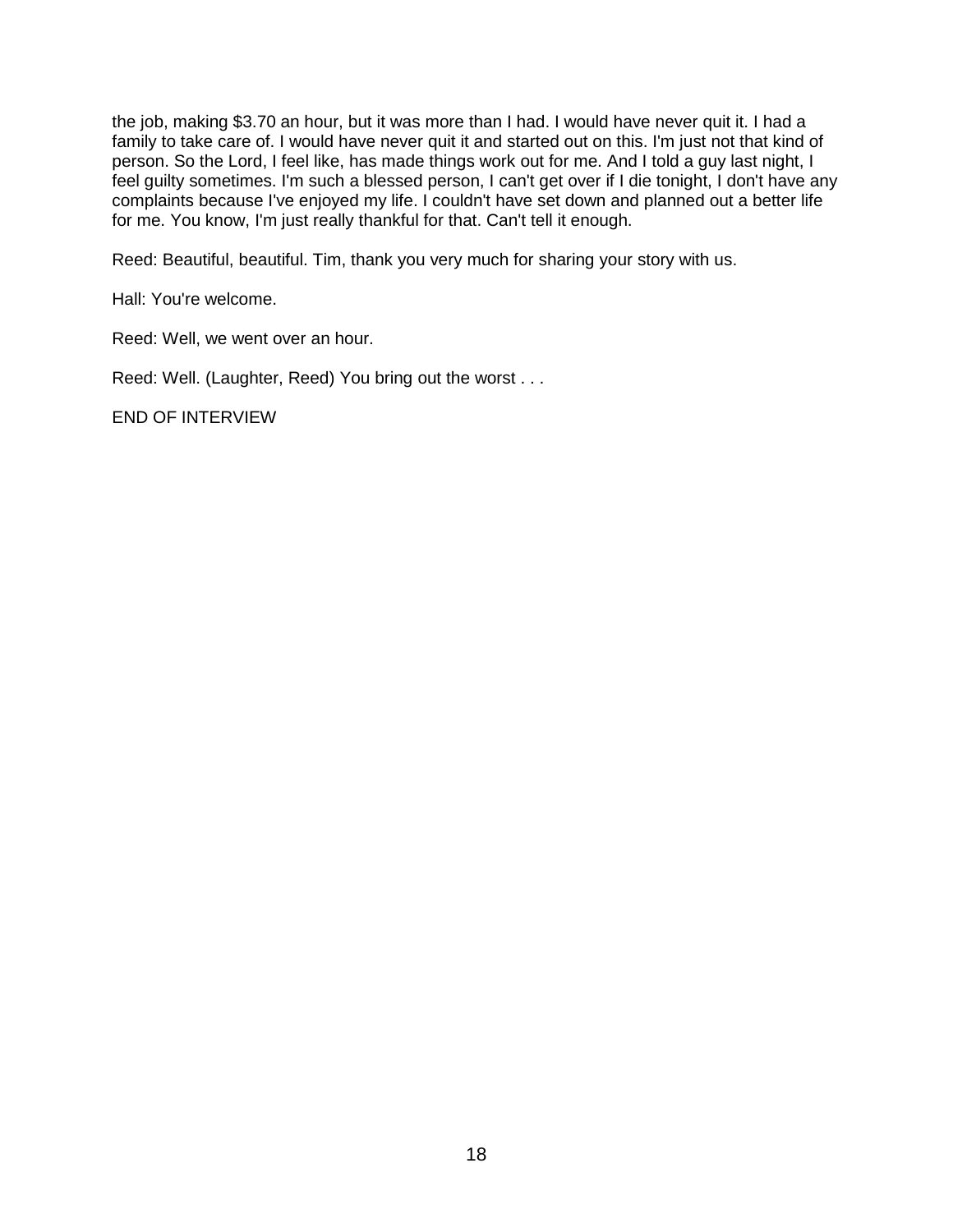the job, making $3.70 an hour, but it was more than I had. I would have never quit it. I had a family to take care of. I would have never quit it and started out on this. I'm just not that kind of person. So the Lord, I feel like, has made things work out for me. And I told a guy last night, I feel guilty sometimes. I'm such a blessed person, I can't get over if I die tonight, I don't have any complaints because I've enjoyed my life. I couldn't have set down and planned out a better life for me. You know, I'm just really thankful for that. Can't tell it enough.

Reed: Beautiful, beautiful. Tim, thank you very much for sharing your story with us.

Hall: You're welcome.

Reed: Well, we went over an hour.

Reed: Well. (Laughter, Reed) You bring out the worst . . .

END OF INTERVIEW